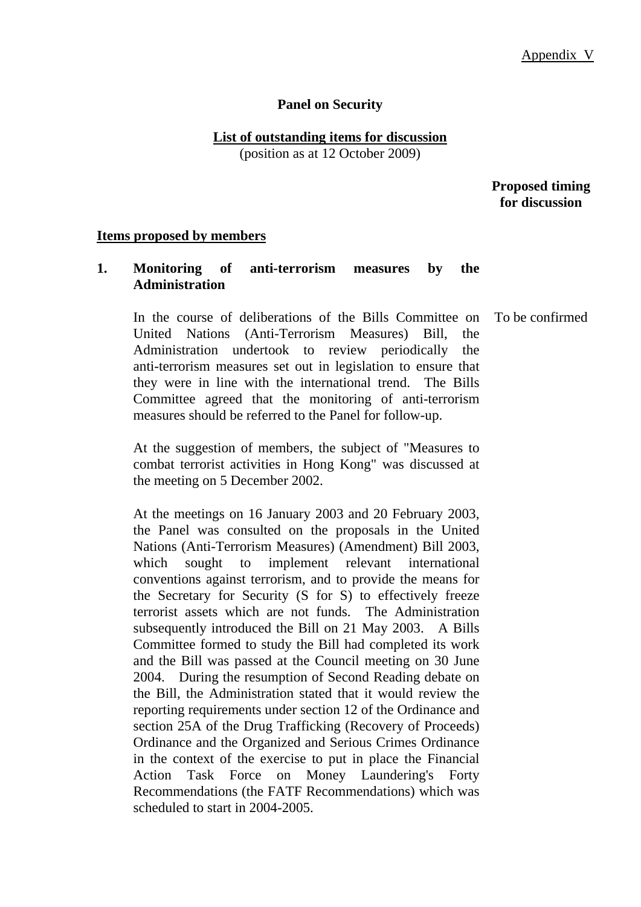Appendix V

# Panel on Security

## List of outstanding items for discussion

(position as at 12 October 2009)

**Proposed timing for discussion**

### Items proposed by members

**1. Monitoring of anti-terrorism measures by the Administration**

In the course of deliberations of the Bills Committee on United Nations (Anti-Terrorism Measures) Bill, the Administration undertook to review periodically the anti-terrorism measures set out in legislation to ensure that they were in line with the international trend. The Bills Committee agreed that the monitoring of anti-terrorism measures should be referred to the Panel for follow-up. — To be confirmed

At the suggestion of members, the subject of "Measures to combat terrorist activities in Hong Kong" was discussed at the meeting on 5 December 2002.

At the meetings on 16 January 2003 and 20 February 2003, the Panel was consulted on the proposals in the United Nations (Anti-Terrorism Measures) (Amendment) Bill 2003, which sought to implement relevant international conventions against terrorism, and to provide the means for the Secretary for Security (S for S) to effectively freeze terrorist assets which are not funds. The Administration subsequently introduced the Bill on 21 May 2003. A Bills Committee formed to study the Bill had completed its work and the Bill was passed at the Council meeting on 30 June 2004. During the resumption of Second Reading debate on the Bill, the Administration stated that it would review the reporting requirements under section 12 of the Ordinance and section 25A of the Drug Trafficking (Recovery of Proceeds) Ordinance and the Organized and Serious Crimes Ordinance in the context of the exercise to put in place the Financial Action Task Force on Money Laundering's Forty Recommendations (the FATF Recommendations) which was scheduled to start in 2004-2005.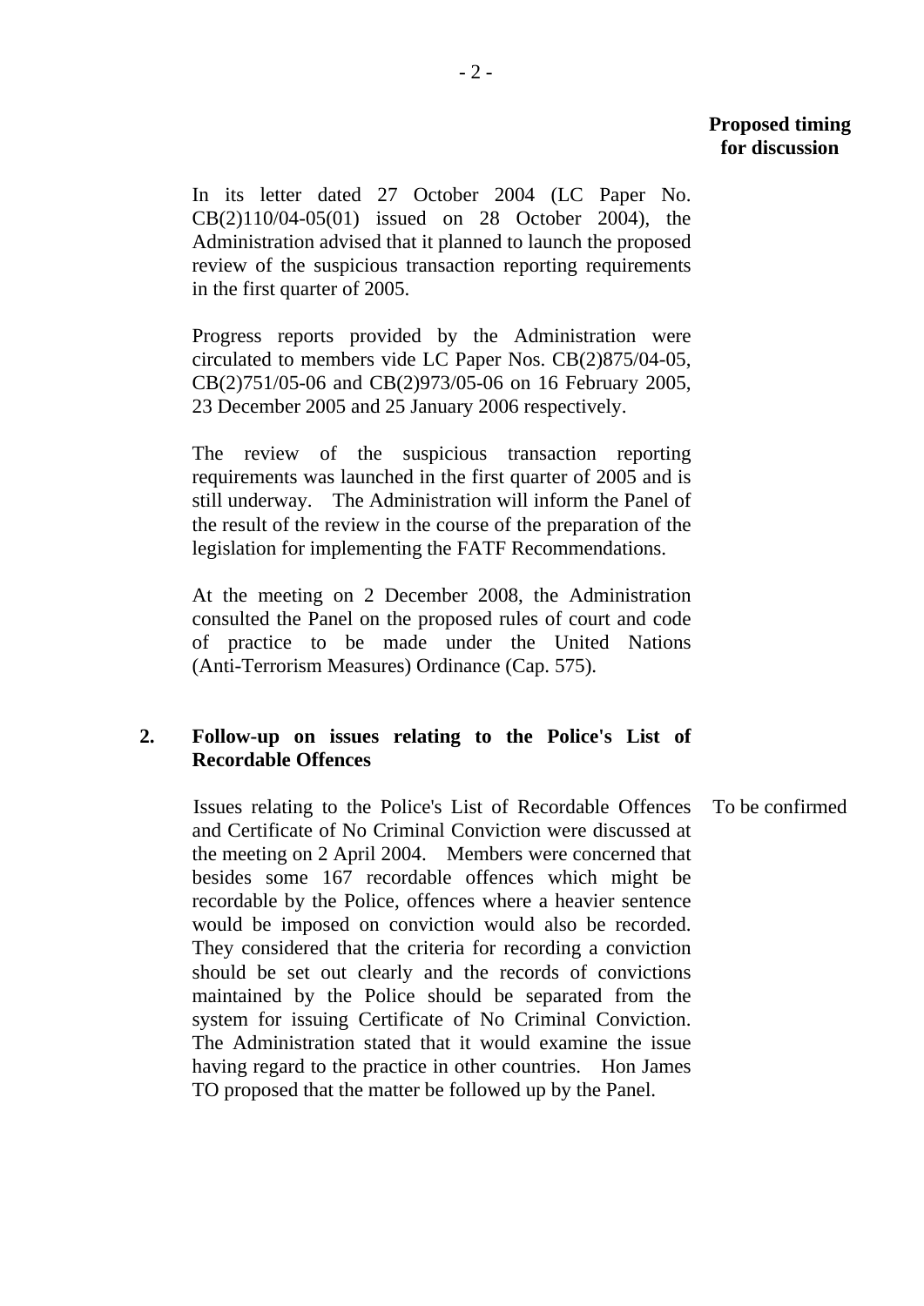**Proposed timing for discussion**

In its letter dated 27 October 2004 (LC Paper No. CB(2)110/04-05(01) issued on 28 October 2004), the Administration advised that it planned to launch the proposed review of the suspicious transaction reporting requirements in the first quarter of 2005.

Progress reports provided by the Administration were circulated to members vide LC Paper Nos. CB(2)875/04-05, CB(2)751/05-06 and CB(2)973/05-06 on 16 February 2005, 23 December 2005 and 25 January 2006 respectively.

The review of the suspicious transaction reporting requirements was launched in the first quarter of 2005 and is still underway. The Administration will inform the Panel of the result of the review in the course of the preparation of the legislation for implementing the FATF Recommendations.

At the meeting on 2 December 2008, the Administration consulted the Panel on the proposed rules of court and code of practice to be made under the United Nations (Anti-Terrorism Measures) Ordinance (Cap. 575).

**2. Follow-up on issues relating to the Police's List of Recordable Offences**

Issues relating to the Police's List of Recordable Offences and Certificate of No Criminal Conviction were discussed at the meeting on 2 April 2004. Members were concerned that besides some 167 recordable offences which might be recordable by the Police, offences where a heavier sentence would be imposed on conviction would also be recorded. They considered that the criteria for recording a conviction should be set out clearly and the records of convictions maintained by the Police should be separated from the system for issuing Certificate of No Criminal Conviction. The Administration stated that it would examine the issue having regard to the practice in other countries. Hon James TO proposed that the matter be followed up by the Panel.

To be confirmed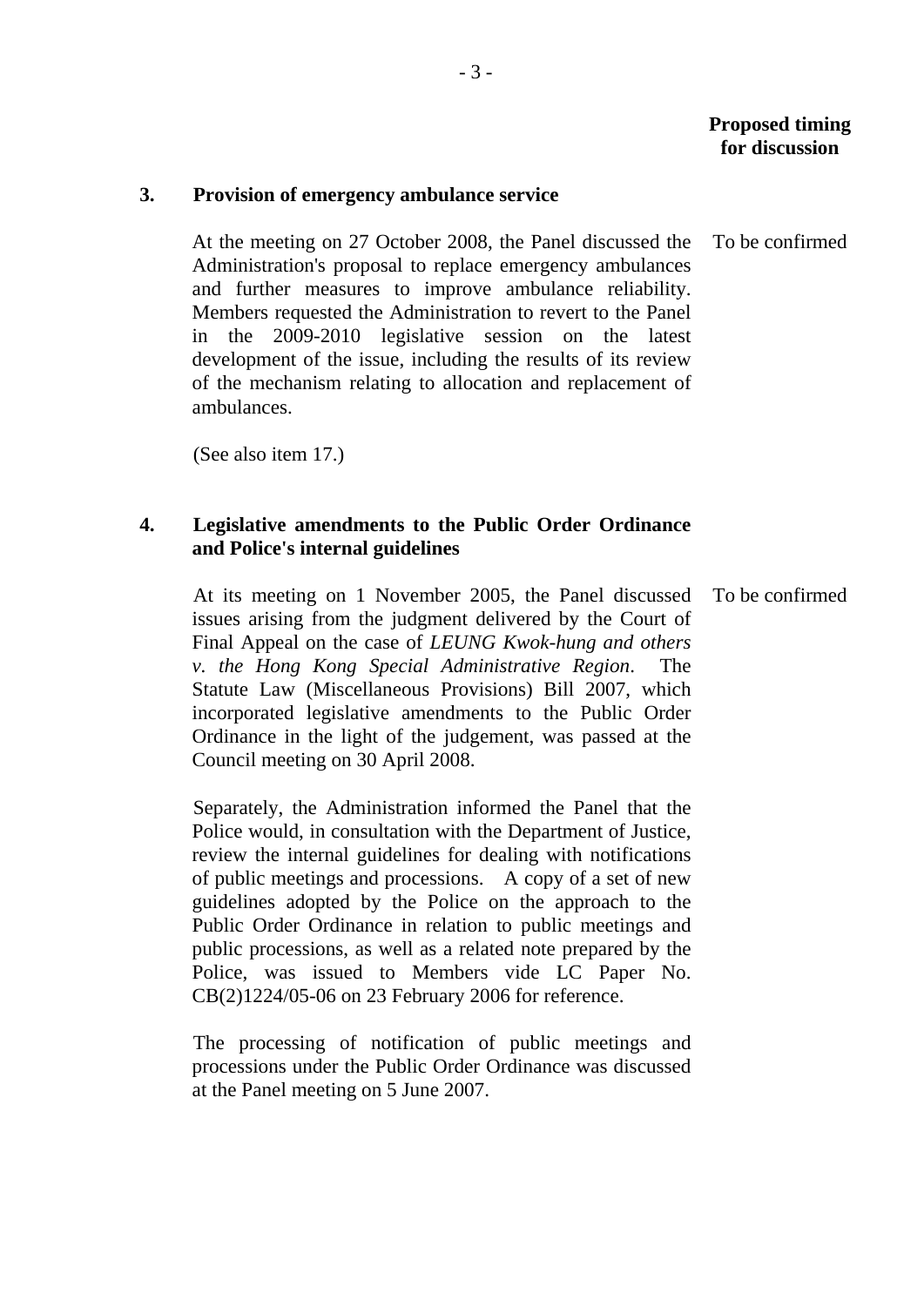**Proposed timing for discussion**

**3. Provision of emergency ambulance service**

At the meeting on 27 October 2008, the Panel discussed the Administration's proposal to replace emergency ambulances and further measures to improve ambulance reliability. Members requested the Administration to revert to the Panel in the 2009-2010 legislative session on the latest development of the issue, including the results of its review of the mechanism relating to allocation and replacement of ambulances. — To be confirmed

(See also item 17.)

**4. Legislative amendments to the Public Order Ordinance and Police's internal guidelines**

At its meeting on 1 November 2005, the Panel discussed issues arising from the judgment delivered by the Court of Final Appeal on the case of *LEUNG Kwok-hung and others v. the Hong Kong Special Administrative Region*. The Statute Law (Miscellaneous Provisions) Bill 2007, which incorporated legislative amendments to the Public Order Ordinance in the light of the judgement, was passed at the Council meeting on 30 April 2008. — To be confirmed

Separately, the Administration informed the Panel that the Police would, in consultation with the Department of Justice, review the internal guidelines for dealing with notifications of public meetings and processions. A copy of a set of new guidelines adopted by the Police on the approach to the Public Order Ordinance in relation to public meetings and public processions, as well as a related note prepared by the Police, was issued to Members vide LC Paper No. CB(2)1224/05-06 on 23 February 2006 for reference.

The processing of notification of public meetings and processions under the Public Order Ordinance was discussed at the Panel meeting on 5 June 2007.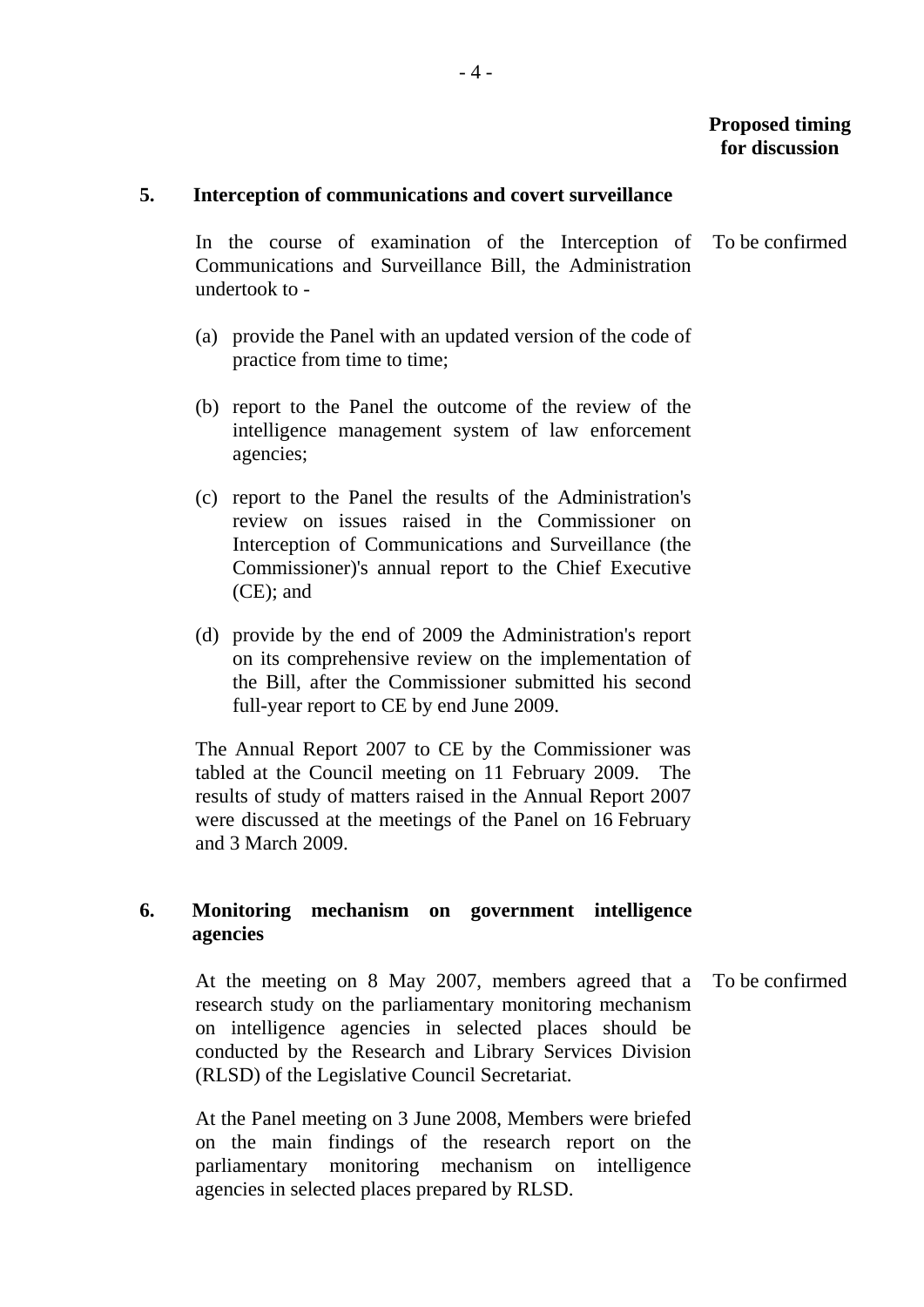**Proposed timing for discussion**

**5. Interception of communications and covert surveillance**

In the course of examination of the Interception of Communications and Surveillance Bill, the Administration undertook to - — To be confirmed

(a) provide the Panel with an updated version of the code of practice from time to time;

(b) report to the Panel the outcome of the review of the intelligence management system of law enforcement agencies;

(c) report to the Panel the results of the Administration's review on issues raised in the Commissioner on Interception of Communications and Surveillance (the Commissioner)'s annual report to the Chief Executive (CE); and

(d) provide by the end of 2009 the Administration's report on its comprehensive review on the implementation of the Bill, after the Commissioner submitted his second full-year report to CE by end June 2009.

The Annual Report 2007 to CE by the Commissioner was tabled at the Council meeting on 11 February 2009. The results of study of matters raised in the Annual Report 2007 were discussed at the meetings of the Panel on 16 February and 3 March 2009.

**6. Monitoring mechanism on government intelligence agencies**

At the meeting on 8 May 2007, members agreed that a research study on the parliamentary monitoring mechanism on intelligence agencies in selected places should be conducted by the Research and Library Services Division (RLSD) of the Legislative Council Secretariat. — To be confirmed

At the Panel meeting on 3 June 2008, Members were briefed on the main findings of the research report on the parliamentary monitoring mechanism on intelligence agencies in selected places prepared by RLSD.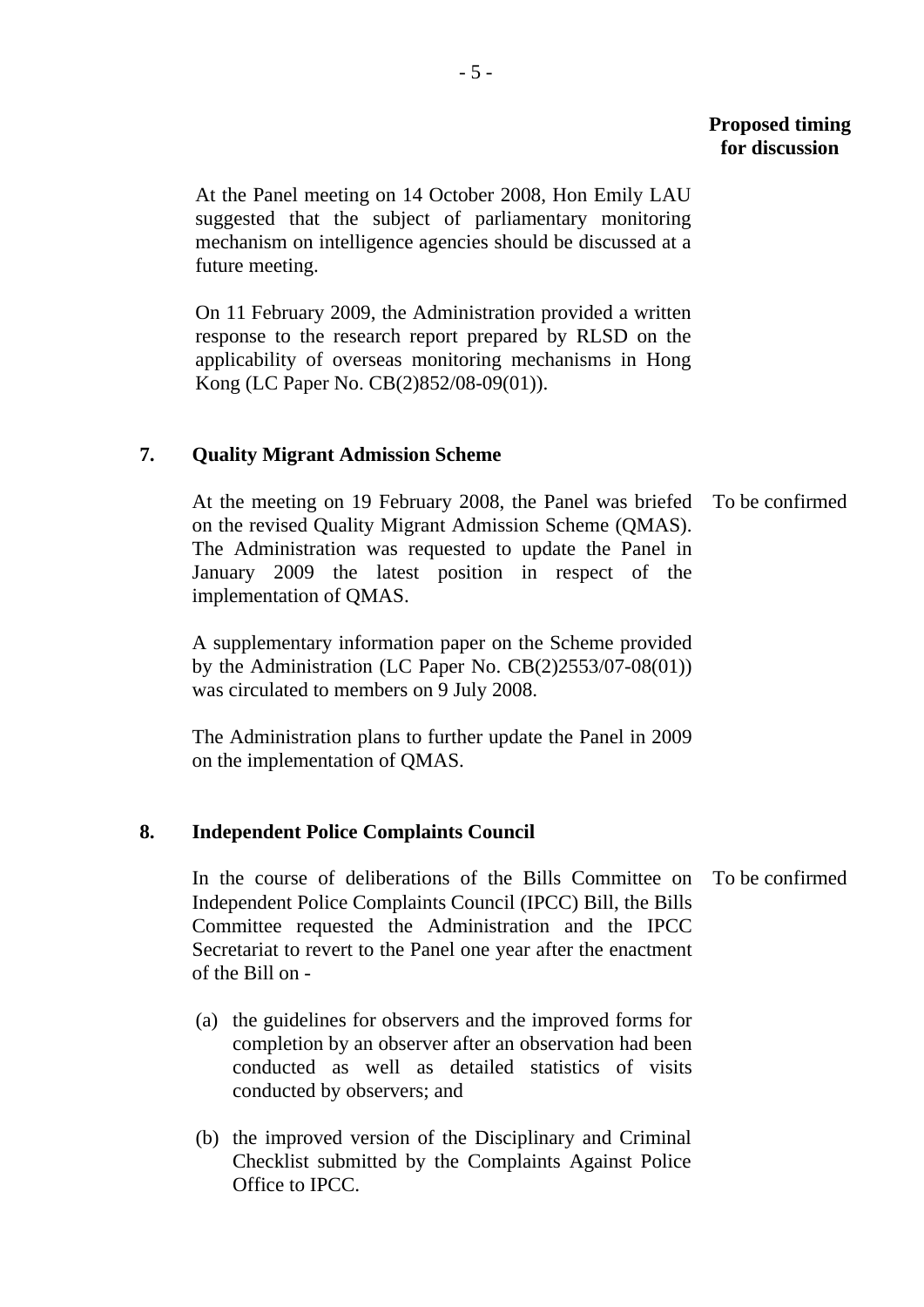**Proposed timing for discussion**

At the Panel meeting on 14 October 2008, Hon Emily LAU suggested that the subject of parliamentary monitoring mechanism on intelligence agencies should be discussed at a future meeting.

On 11 February 2009, the Administration provided a written response to the research report prepared by RLSD on the applicability of overseas monitoring mechanisms in Hong Kong (LC Paper No. CB(2)852/08-09(01)).

**7. Quality Migrant Admission Scheme**

At the meeting on 19 February 2008, the Panel was briefed on the revised Quality Migrant Admission Scheme (QMAS). The Administration was requested to update the Panel in January 2009 the latest position in respect of the implementation of QMAS. — To be confirmed

A supplementary information paper on the Scheme provided by the Administration (LC Paper No. CB(2)2553/07-08(01)) was circulated to members on 9 July 2008.

The Administration plans to further update the Panel in 2009 on the implementation of QMAS.

**8. Independent Police Complaints Council**

In the course of deliberations of the Bills Committee on Independent Police Complaints Council (IPCC) Bill, the Bills Committee requested the Administration and the IPCC Secretariat to revert to the Panel one year after the enactment of the Bill on - — To be confirmed

(a) the guidelines for observers and the improved forms for completion by an observer after an observation had been conducted as well as detailed statistics of visits conducted by observers; and

(b) the improved version of the Disciplinary and Criminal Checklist submitted by the Complaints Against Police Office to IPCC.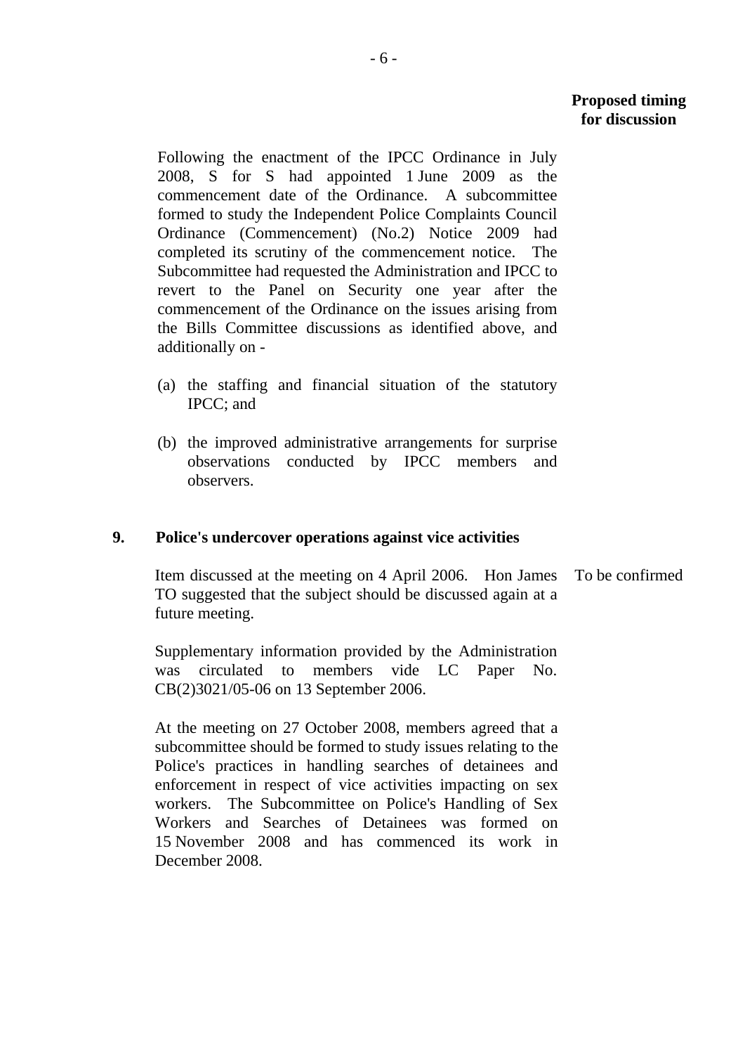**Proposed timing for discussion**

Following the enactment of the IPCC Ordinance in July 2008, S for S had appointed 1 June 2009 as the commencement date of the Ordinance. A subcommittee formed to study the Independent Police Complaints Council Ordinance (Commencement) (No.2) Notice 2009 had completed its scrutiny of the commencement notice. The Subcommittee had requested the Administration and IPCC to revert to the Panel on Security one year after the commencement of the Ordinance on the issues arising from the Bills Committee discussions as identified above, and additionally on -

(a) the staffing and financial situation of the statutory IPCC; and

(b) the improved administrative arrangements for surprise observations conducted by IPCC members and observers.

**9. Police's undercover operations against vice activities**

Item discussed at the meeting on 4 April 2006. Hon James TO suggested that the subject should be discussed again at a future meeting. — To be confirmed

Supplementary information provided by the Administration was circulated to members vide LC Paper No. CB(2)3021/05-06 on 13 September 2006.

At the meeting on 27 October 2008, members agreed that a subcommittee should be formed to study issues relating to the Police's practices in handling searches of detainees and enforcement in respect of vice activities impacting on sex workers. The Subcommittee on Police's Handling of Sex Workers and Searches of Detainees was formed on 15 November 2008 and has commenced its work in December 2008.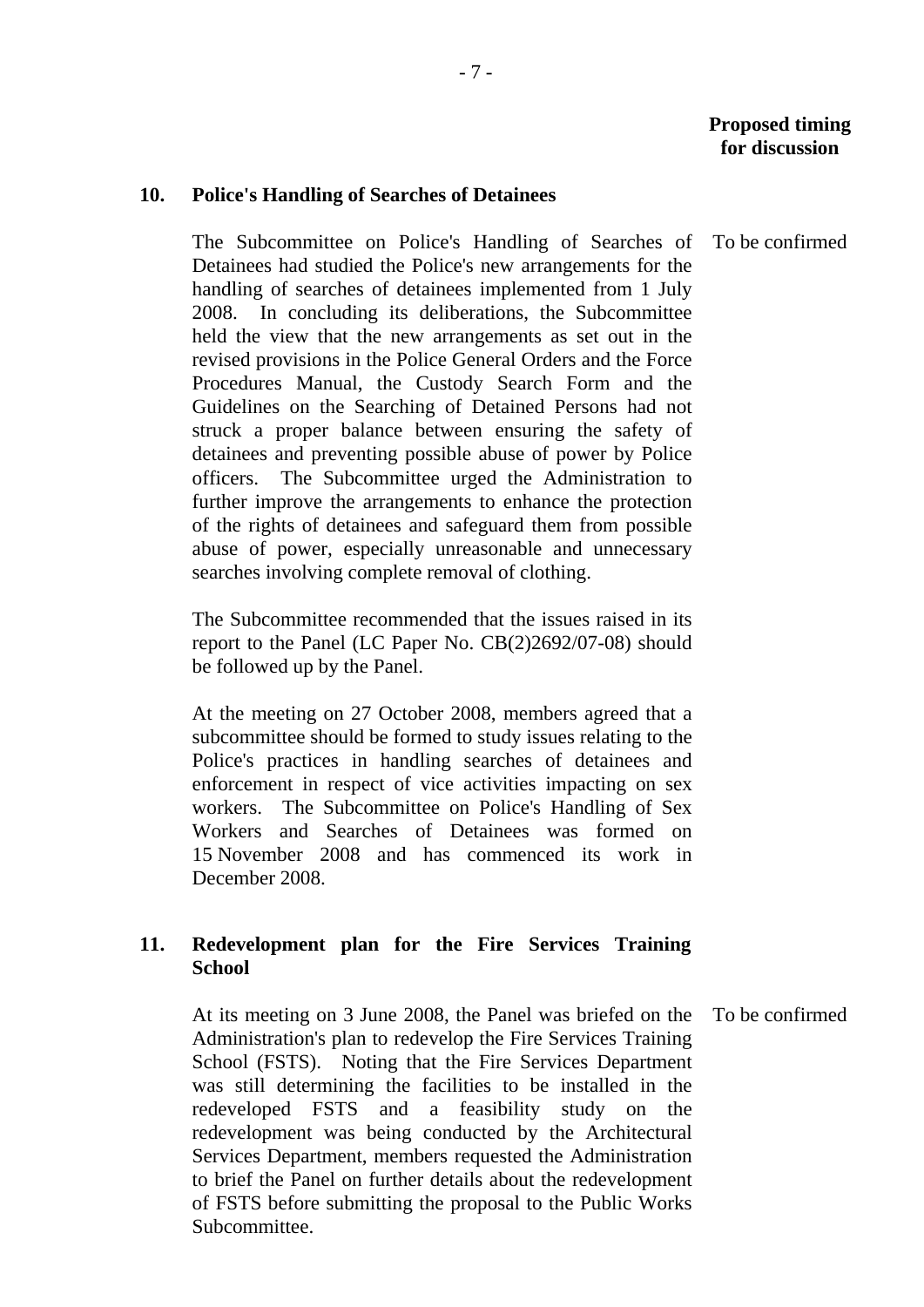**Proposed timing for discussion**

**10. Police's Handling of Searches of Detainees**

The Subcommittee on Police's Handling of Searches of Detainees had studied the Police's new arrangements for the handling of searches of detainees implemented from 1 July 2008. In concluding its deliberations, the Subcommittee held the view that the new arrangements as set out in the revised provisions in the Police General Orders and the Force Procedures Manual, the Custody Search Form and the Guidelines on the Searching of Detained Persons had not struck a proper balance between ensuring the safety of detainees and preventing possible abuse of power by Police officers. The Subcommittee urged the Administration to further improve the arrangements to enhance the protection of the rights of detainees and safeguard them from possible abuse of power, especially unreasonable and unnecessary searches involving complete removal of clothing. — To be confirmed

The Subcommittee recommended that the issues raised in its report to the Panel (LC Paper No. CB(2)2692/07-08) should be followed up by the Panel.

At the meeting on 27 October 2008, members agreed that a subcommittee should be formed to study issues relating to the Police's practices in handling searches of detainees and enforcement in respect of vice activities impacting on sex workers. The Subcommittee on Police's Handling of Sex Workers and Searches of Detainees was formed on 15 November 2008 and has commenced its work in December 2008.

**11. Redevelopment plan for the Fire Services Training School**

At its meeting on 3 June 2008, the Panel was briefed on the Administration's plan to redevelop the Fire Services Training School (FSTS). Noting that the Fire Services Department was still determining the facilities to be installed in the redeveloped FSTS and a feasibility study on the redevelopment was being conducted by the Architectural Services Department, members requested the Administration to brief the Panel on further details about the redevelopment of FSTS before submitting the proposal to the Public Works Subcommittee. — To be confirmed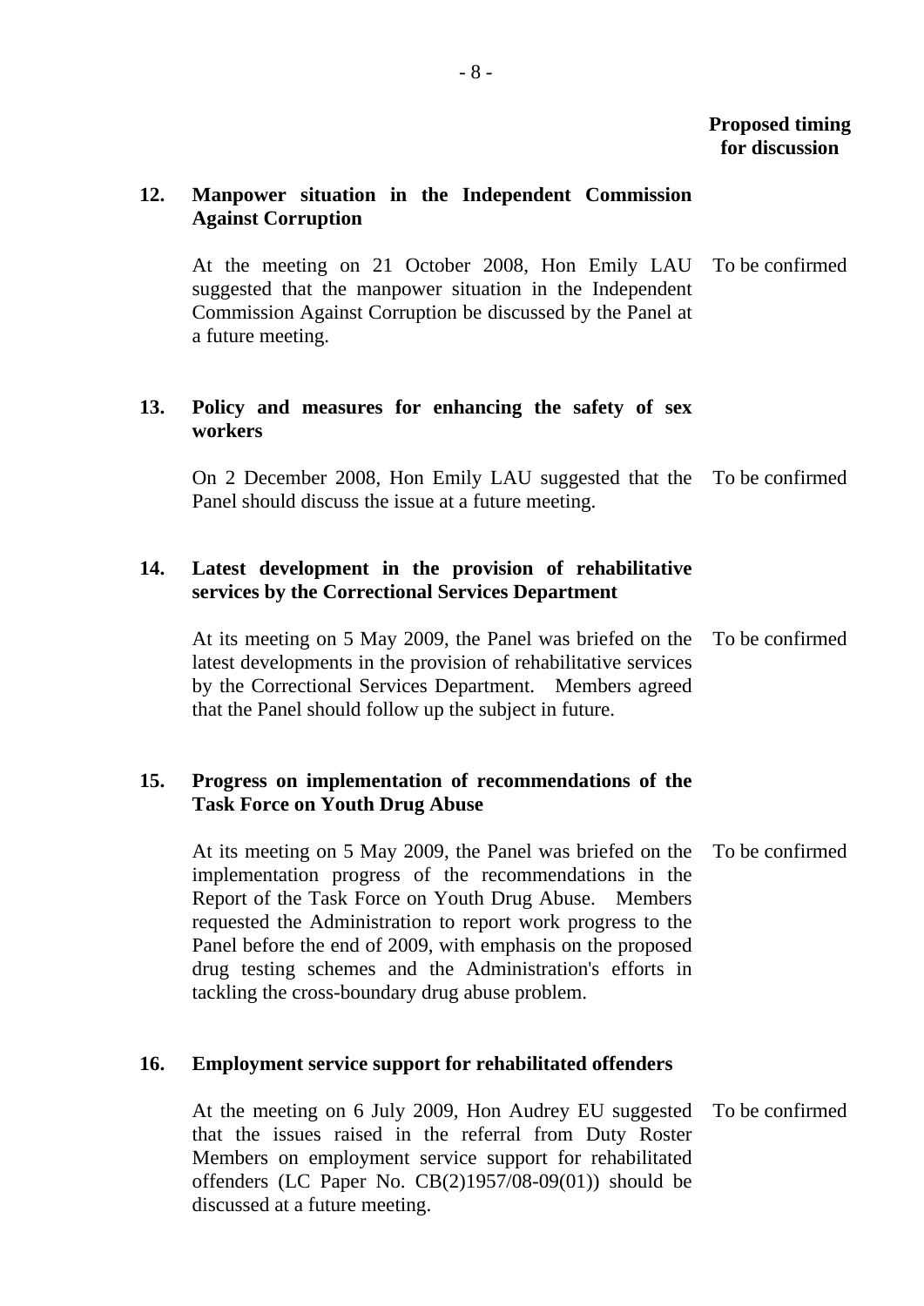**Proposed timing for discussion**

**12. Manpower situation in the Independent Commission Against Corruption**

At the meeting on 21 October 2008, Hon Emily LAU suggested that the manpower situation in the Independent Commission Against Corruption be discussed by the Panel at a future meeting. — To be confirmed

**13. Policy and measures for enhancing the safety of sex workers**

On 2 December 2008, Hon Emily LAU suggested that the Panel should discuss the issue at a future meeting. — To be confirmed

**14. Latest development in the provision of rehabilitative services by the Correctional Services Department**

At its meeting on 5 May 2009, the Panel was briefed on the latest developments in the provision of rehabilitative services by the Correctional Services Department. Members agreed that the Panel should follow up the subject in future. — To be confirmed

**15. Progress on implementation of recommendations of the Task Force on Youth Drug Abuse**

At its meeting on 5 May 2009, the Panel was briefed on the implementation progress of the recommendations in the Report of the Task Force on Youth Drug Abuse. Members requested the Administration to report work progress to the Panel before the end of 2009, with emphasis on the proposed drug testing schemes and the Administration's efforts in tackling the cross-boundary drug abuse problem. — To be confirmed

**16. Employment service support for rehabilitated offenders**

At the meeting on 6 July 2009, Hon Audrey EU suggested that the issues raised in the referral from Duty Roster Members on employment service support for rehabilitated offenders (LC Paper No. CB(2)1957/08-09(01)) should be discussed at a future meeting. — To be confirmed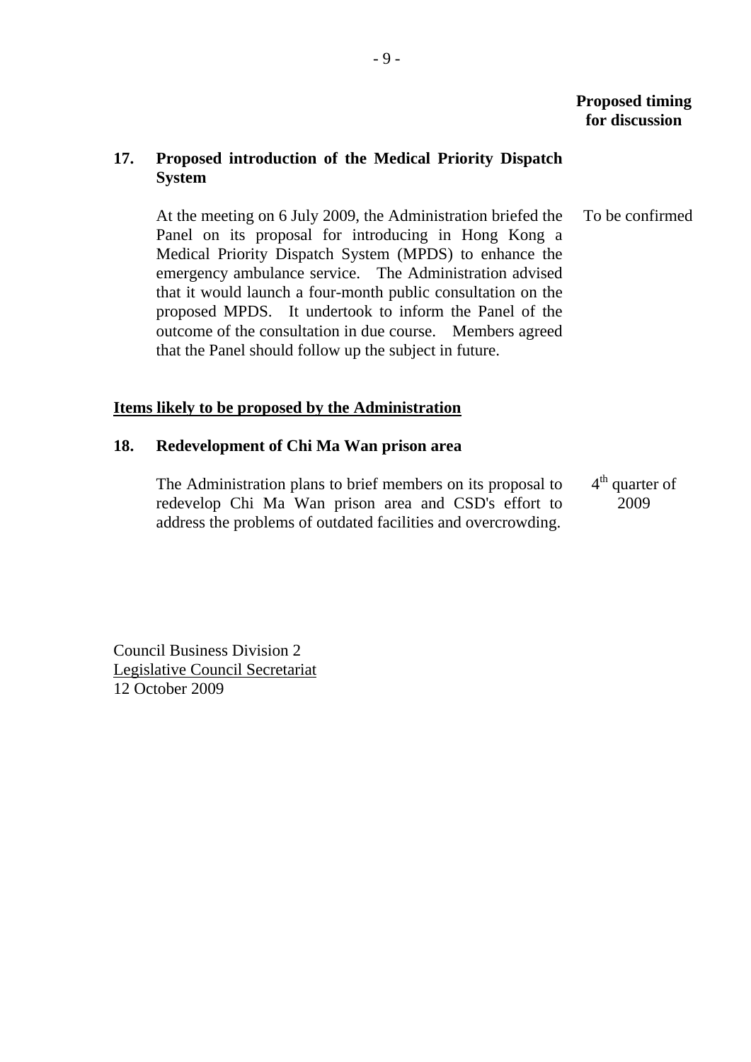**Proposed timing for discussion**

**17. Proposed introduction of the Medical Priority Dispatch System**

At the meeting on 6 July 2009, the Administration briefed the Panel on its proposal for introducing in Hong Kong a Medical Priority Dispatch System (MPDS) to enhance the emergency ambulance service. The Administration advised that it would launch a four-month public consultation on the proposed MPDS. It undertook to inform the Panel of the outcome of the consultation in due course. Members agreed that the Panel should follow up the subject in future.

To be confirmed

**Items likely to be proposed by the Administration**

**18. Redevelopment of Chi Ma Wan prison area**

The Administration plans to brief members on its proposal to redevelop Chi Ma Wan prison area and CSD's effort to address the problems of outdated facilities and overcrowding.

4th quarter of 2009

Council Business Division 2
Legislative Council Secretariat
12 October 2009